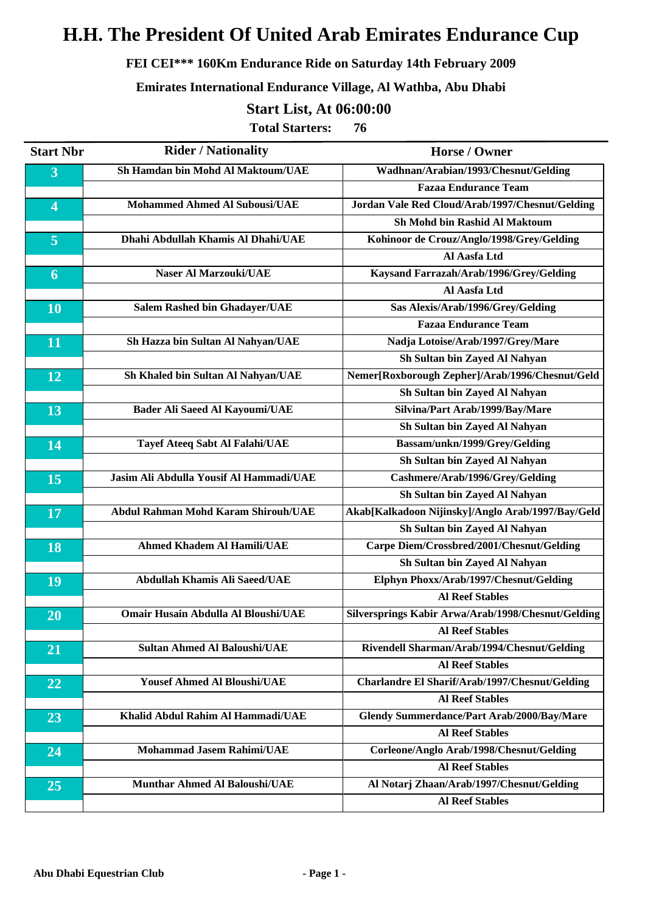# H.H. The President Of United Arab Emirates Endurance Cup

**FEI CEI*** 160Km Endurance Ride on Saturday 14th February 2009**

**Emirates International Endurance Village, Al Wathba, Abu Dhabi**

## Start List, At 06:00:00

**Total Starters: 76**

| Start Nbr | Rider / Nationality | Horse / Owner |
|---|---|---|
| 3 | Sh Hamdan bin Mohd Al Maktoum/UAE | Wadhnan/Arabian/1993/Chesnut/Gelding |
| | | Fazaa Endurance Team |
| 4 | Mohammed Ahmed Al Subousi/UAE | Jordan Vale Red Cloud/Arab/1997/Chesnut/Gelding |
| | | Sh Mohd bin Rashid Al Maktoum |
| 5 | Dhahi Abdullah Khamis Al Dhahi/UAE | Kohinoor de Crouz/Anglo/1998/Grey/Gelding |
| | | Al Aasfa Ltd |
| 6 | Naser Al Marzouki/UAE | Kaysand Farrazah/Arab/1996/Grey/Gelding |
| | | Al Aasfa Ltd |
| 10 | Salem Rashed bin Ghadayer/UAE | Sas Alexis/Arab/1996/Grey/Gelding |
| | | Fazaa Endurance Team |
| 11 | Sh Hazza bin Sultan Al Nahyan/UAE | Nadja Lotoise/Arab/1997/Grey/Mare |
| | | Sh Sultan bin Zayed Al Nahyan |
| 12 | Sh Khaled bin Sultan Al Nahyan/UAE | Nemer[Roxborough Zepher]/Arab/1996/Chesnut/Geld |
| | | Sh Sultan bin Zayed Al Nahyan |
| 13 | Bader Ali Saeed Al Kayoumi/UAE | Silvina/Part Arab/1999/Bay/Mare |
| | | Sh Sultan bin Zayed Al Nahyan |
| 14 | Tayef Ateeq Sabt Al Falahi/UAE | Bassam/unkn/1999/Grey/Gelding |
| | | Sh Sultan bin Zayed Al Nahyan |
| 15 | Jasim Ali Abdulla Yousif Al Hammadi/UAE | Cashmere/Arab/1996/Grey/Gelding |
| | | Sh Sultan bin Zayed Al Nahyan |
| 17 | Abdul Rahman Mohd Karam Shirouh/UAE | Akab[Kalkadoon Nijinsky]/Anglo Arab/1997/Bay/Geld |
| | | Sh Sultan bin Zayed Al Nahyan |
| 18 | Ahmed Khadem Al Hamili/UAE | Carpe Diem/Crossbred/2001/Chesnut/Gelding |
| | | Sh Sultan bin Zayed Al Nahyan |
| 19 | Abdullah Khamis Ali Saeed/UAE | Elphyn Phoxx/Arab/1997/Chesnut/Gelding |
| | | Al Reef Stables |
| 20 | Omair Husain Abdulla Al Bloushi/UAE | Silversprings Kabir Arwa/Arab/1998/Chesnut/Gelding |
| | | Al Reef Stables |
| 21 | Sultan Ahmed Al Baloushi/UAE | Rivendell Sharman/Arab/1994/Chesnut/Gelding |
| | | Al Reef Stables |
| 22 | Yousef Ahmed Al Bloushi/UAE | Charlandre El Sharif/Arab/1997/Chesnut/Gelding |
| | | Al Reef Stables |
| 23 | Khalid Abdul Rahim Al Hammadi/UAE | Glendy Summerdance/Part Arab/2000/Bay/Mare |
| | | Al Reef Stables |
| 24 | Mohammad Jasem Rahimi/UAE | Corleone/Anglo Arab/1998/Chesnut/Gelding |
| | | Al Reef Stables |
| 25 | Munthar Ahmed Al Baloushi/UAE | Al Notarj Zhaan/Arab/1997/Chesnut/Gelding |
| | | Al Reef Stables |

Abu Dhabi Equestrian Club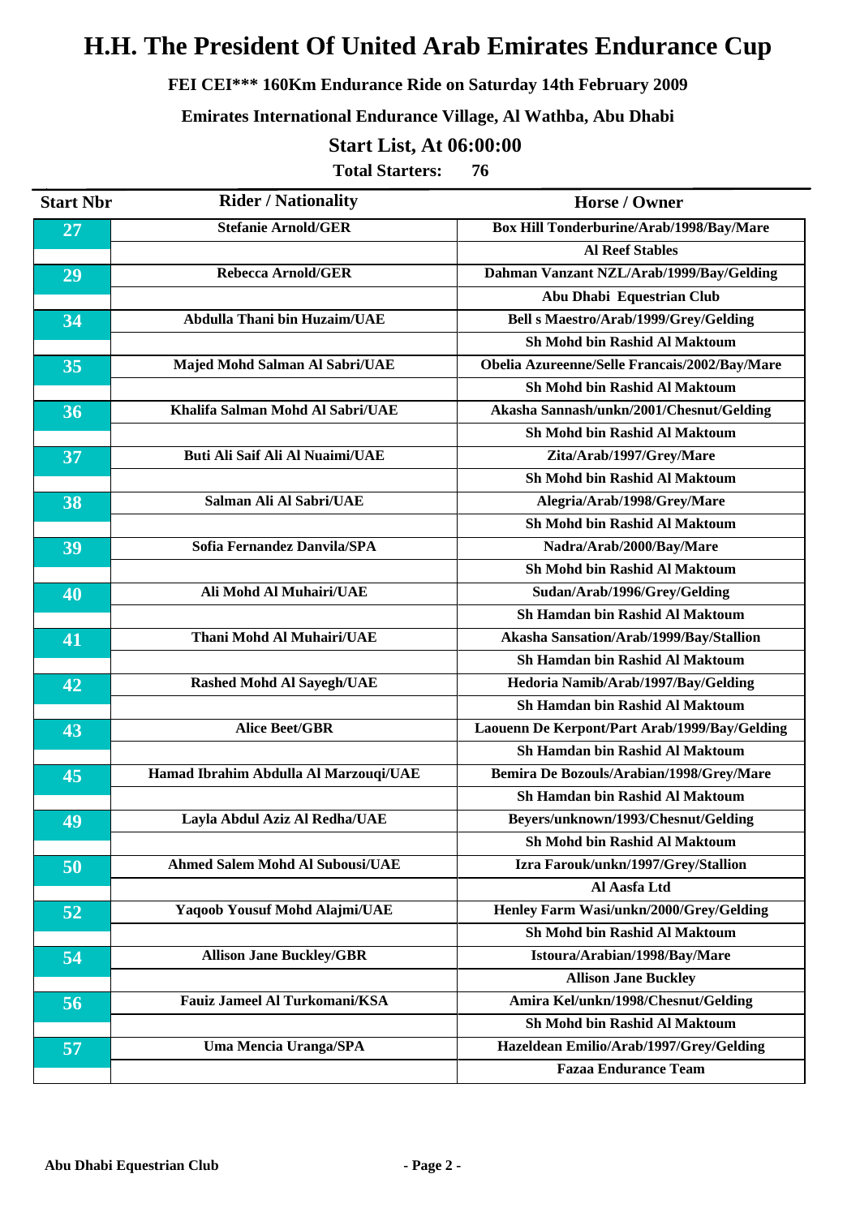# H.H. The President Of United Arab Emirates Endurance Cup

**FEI CEI*** 160Km Endurance Ride on Saturday 14th February 2009**

**Emirates International Endurance Village, Al Wathba, Abu Dhabi**

## Start List, At 06:00:00

**Total Starters: 76**

| Start Nbr | Rider / Nationality | Horse / Owner |
|---|---|---|
| 27 | Stefanie Arnold/GER | Box Hill Tonderburine/Arab/1998/Bay/Mare |
| | | Al Reef Stables |
| 29 | Rebecca Arnold/GER | Dahman Vanzant NZL/Arab/1999/Bay/Gelding |
| | | Abu Dhabi Equestrian Club |
| 34 | Abdulla Thani bin Huzaim/UAE | Bell s Maestro/Arab/1999/Grey/Gelding |
| | | Sh Mohd bin Rashid Al Maktoum |
| 35 | Majed Mohd Salman Al Sabri/UAE | Obelia Azureenne/Selle Francais/2002/Bay/Mare |
| | | Sh Mohd bin Rashid Al Maktoum |
| 36 | Khalifa Salman Mohd Al Sabri/UAE | Akasha Sannash/unkn/2001/Chesnut/Gelding |
| | | Sh Mohd bin Rashid Al Maktoum |
| 37 | Buti Ali Saif Ali Al Nuaimi/UAE | Zita/Arab/1997/Grey/Mare |
| | | Sh Mohd bin Rashid Al Maktoum |
| 38 | Salman Ali Al Sabri/UAE | Alegria/Arab/1998/Grey/Mare |
| | | Sh Mohd bin Rashid Al Maktoum |
| 39 | Sofia Fernandez Danvila/SPA | Nadra/Arab/2000/Bay/Mare |
| | | Sh Mohd bin Rashid Al Maktoum |
| 40 | Ali Mohd Al Muhairi/UAE | Sudan/Arab/1996/Grey/Gelding |
| | | Sh Hamdan bin Rashid Al Maktoum |
| 41 | Thani Mohd Al Muhairi/UAE | Akasha Sansation/Arab/1999/Bay/Stallion |
| | | Sh Hamdan bin Rashid Al Maktoum |
| 42 | Rashed Mohd Al Sayegh/UAE | Hedoria Namib/Arab/1997/Bay/Gelding |
| | | Sh Hamdan bin Rashid Al Maktoum |
| 43 | Alice Beet/GBR | Laouenn De Kerpont/Part Arab/1999/Bay/Gelding |
| | | Sh Hamdan bin Rashid Al Maktoum |
| 45 | Hamad Ibrahim Abdulla Al Marzouqi/UAE | Bemira De Bozouls/Arabian/1998/Grey/Mare |
| | | Sh Hamdan bin Rashid Al Maktoum |
| 49 | Layla Abdul Aziz Al Redha/UAE | Beyers/unknown/1993/Chesnut/Gelding |
| | | Sh Mohd bin Rashid Al Maktoum |
| 50 | Ahmed Salem Mohd Al Subousi/UAE | Izra Farouk/unkn/1997/Grey/Stallion |
| | | Al Aasfa Ltd |
| 52 | Yaqoob Yousuf Mohd Alajmi/UAE | Henley Farm Wasi/unkn/2000/Grey/Gelding |
| | | Sh Mohd bin Rashid Al Maktoum |
| 54 | Allison Jane Buckley/GBR | Istoura/Arabian/1998/Bay/Mare |
| | | Allison Jane Buckley |
| 56 | Fauiz Jameel Al Turkomani/KSA | Amira Kel/unkn/1998/Chesnut/Gelding |
| | | Sh Mohd bin Rashid Al Maktoum |
| 57 | Uma Mencia Uranga/SPA | Hazeldean Emilio/Arab/1997/Grey/Gelding |
| | | Fazaa Endurance Team |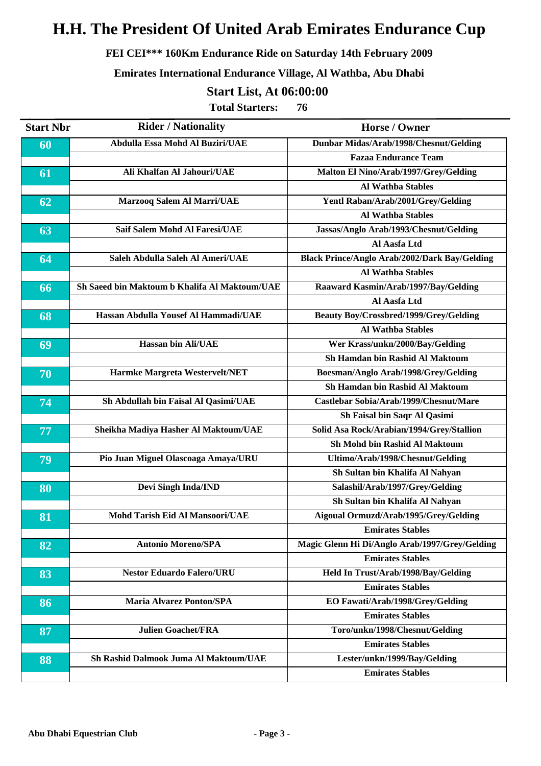# H.H. The President Of United Arab Emirates Endurance Cup

**FEI CEI\*\*\* 160Km Endurance Ride on Saturday 14th February 2009**

**Emirates International Endurance Village, Al Wathba, Abu Dhabi**

## Start List, At 06:00:00

**Total Starters: 76**

| Start Nbr | Rider / Nationality | Horse / Owner |
|---|---|---|
| 60 | Abdulla Essa Mohd Al Buziri/UAE | Dunbar Midas/Arab/1998/Chesnut/Gelding |
| | | Fazaa Endurance Team |
| 61 | Ali Khalfan Al Jahouri/UAE | Malton El Nino/Arab/1997/Grey/Gelding |
| | | Al Wathba Stables |
| 62 | Marzooq Salem Al Marri/UAE | Yentl Raban/Arab/2001/Grey/Gelding |
| | | Al Wathba Stables |
| 63 | Saif Salem Mohd Al Faresi/UAE | Jassas/Anglo Arab/1993/Chesnut/Gelding |
| | | Al Aasfa Ltd |
| 64 | Saleh Abdulla Saleh Al Ameri/UAE | Black Prince/Anglo Arab/2002/Dark Bay/Gelding |
| | | Al Wathba Stables |
| 66 | Sh Saeed bin Maktoum b Khalifa Al Maktoum/UAE | Raaward Kasmin/Arab/1997/Bay/Gelding |
| | | Al Aasfa Ltd |
| 68 | Hassan Abdulla Yousef Al Hammadi/UAE | Beauty Boy/Crossbred/1999/Grey/Gelding |
| | | Al Wathba Stables |
| 69 | Hassan bin Ali/UAE | Wer Krass/unkn/2000/Bay/Gelding |
| | | Sh Hamdan bin Rashid Al Maktoum |
| 70 | Harmke Margreta Westervelt/NET | Boesman/Anglo Arab/1998/Grey/Gelding |
| | | Sh Hamdan bin Rashid Al Maktoum |
| 74 | Sh Abdullah bin Faisal Al Qasimi/UAE | Castlebar Sobia/Arab/1999/Chesnut/Mare |
| | | Sh Faisal bin Saqr Al Qasimi |
| 77 | Sheikha Madiya Hasher Al Maktoum/UAE | Solid Asa Rock/Arabian/1994/Grey/Stallion |
| | | Sh Mohd bin Rashid Al Maktoum |
| 79 | Pio Juan Miguel Olascoaga Amaya/URU | Ultimo/Arab/1998/Chesnut/Gelding |
| | | Sh Sultan bin Khalifa Al Nahyan |
| 80 | Devi Singh Inda/IND | Salashil/Arab/1997/Grey/Gelding |
| | | Sh Sultan bin Khalifa Al Nahyan |
| 81 | Mohd Tarish Eid Al Mansoori/UAE | Aigoual Ormuzd/Arab/1995/Grey/Gelding |
| | | Emirates Stables |
| 82 | Antonio Moreno/SPA | Magic Glenn Hi Di/Anglo Arab/1997/Grey/Gelding |
| | | Emirates Stables |
| 83 | Nestor Eduardo Falero/URU | Held In Trust/Arab/1998/Bay/Gelding |
| | | Emirates Stables |
| 86 | Maria Alvarez Ponton/SPA | EO Fawati/Arab/1998/Grey/Gelding |
| | | Emirates Stables |
| 87 | Julien Goachet/FRA | Toro/unkn/1998/Chesnut/Gelding |
| | | Emirates Stables |
| 88 | Sh Rashid Dalmook Juma Al Maktoum/UAE | Lester/unkn/1999/Bay/Gelding |
| | | Emirates Stables |

Abu Dhabi Equestrian Club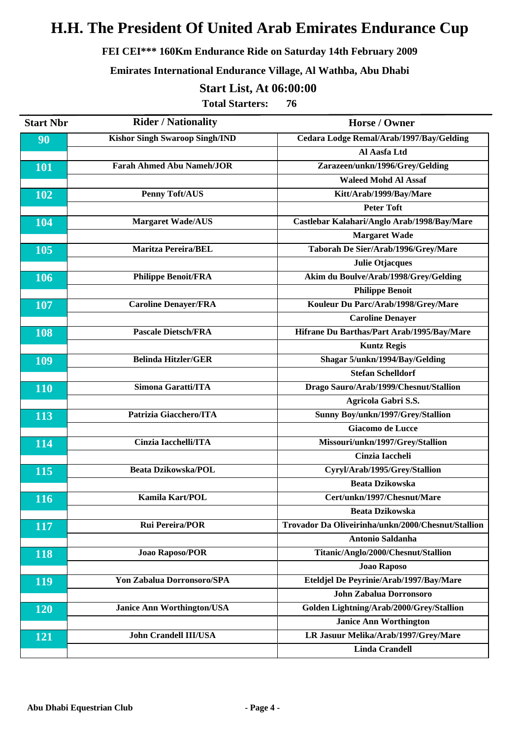# H.H. The President Of United Arab Emirates Endurance Cup

**FEI CEI\*\*\* 160Km Endurance Ride on Saturday 14th February 2009**

**Emirates International Endurance Village, Al Wathba, Abu Dhabi**

## Start List, At 06:00:00

**Total Starters: 76**

| Start Nbr | Rider / Nationality | Horse / Owner |
|---|---|---|
| 90 | Kishor Singh Swaroop Singh/IND | Cedara Lodge Remal/Arab/1997/Bay/Gelding |
| | | Al Aasfa Ltd |
| 101 | Farah Ahmed Abu Nameh/JOR | Zarazeen/unkn/1996/Grey/Gelding |
| | | Waleed Mohd Al Assaf |
| 102 | Penny Toft/AUS | Kitt/Arab/1999/Bay/Mare |
| | | Peter Toft |
| 104 | Margaret Wade/AUS | Castlebar Kalahari/Anglo Arab/1998/Bay/Mare |
| | | Margaret Wade |
| 105 | Maritza Pereira/BEL | Taborah De Sier/Arab/1996/Grey/Mare |
| | | Julie Otjacques |
| 106 | Philippe Benoit/FRA | Akim du Boulve/Arab/1998/Grey/Gelding |
| | | Philippe Benoit |
| 107 | Caroline Denayer/FRA | Kouleur Du Parc/Arab/1998/Grey/Mare |
| | | Caroline Denayer |
| 108 | Pascale Dietsch/FRA | Hifrane Du Barthas/Part Arab/1995/Bay/Mare |
| | | Kuntz Regis |
| 109 | Belinda Hitzler/GER | Shagar 5/unkn/1994/Bay/Gelding |
| | | Stefan Schelldorf |
| 110 | Simona Garatti/ITA | Drago Sauro/Arab/1999/Chesnut/Stallion |
| | | Agricola Gabri S.S. |
| 113 | Patrizia Giacchero/ITA | Sunny Boy/unkn/1997/Grey/Stallion |
| | | Giacomo de Lucce |
| 114 | Cinzia Iacchelli/ITA | Missouri/unkn/1997/Grey/Stallion |
| | | Cinzia Iaccheli |
| 115 | Beata Dzikowska/POL | Cyryl/Arab/1995/Grey/Stallion |
| | | Beata Dzikowska |
| 116 | Kamila Kart/POL | Cert/unkn/1997/Chesnut/Mare |
| | | Beata Dzikowska |
| 117 | Rui Pereira/POR | Trovador Da Oliveirinha/unkn/2000/Chesnut/Stallion |
| | | Antonio Saldanha |
| 118 | Joao Raposo/POR | Titanic/Anglo/2000/Chesnut/Stallion |
| | | Joao Raposo |
| 119 | Yon Zabalua Dorronsoro/SPA | Eteldjel De Peyrinie/Arab/1997/Bay/Mare |
| | | John Zabalua Dorronsoro |
| 120 | Janice Ann Worthington/USA | Golden Lightning/Arab/2000/Grey/Stallion |
| | | Janice Ann Worthington |
| 121 | John Crandell III/USA | LR Jasuur Melika/Arab/1997/Grey/Mare |
| | | Linda Crandell |

Abu Dhabi Equestrian Club